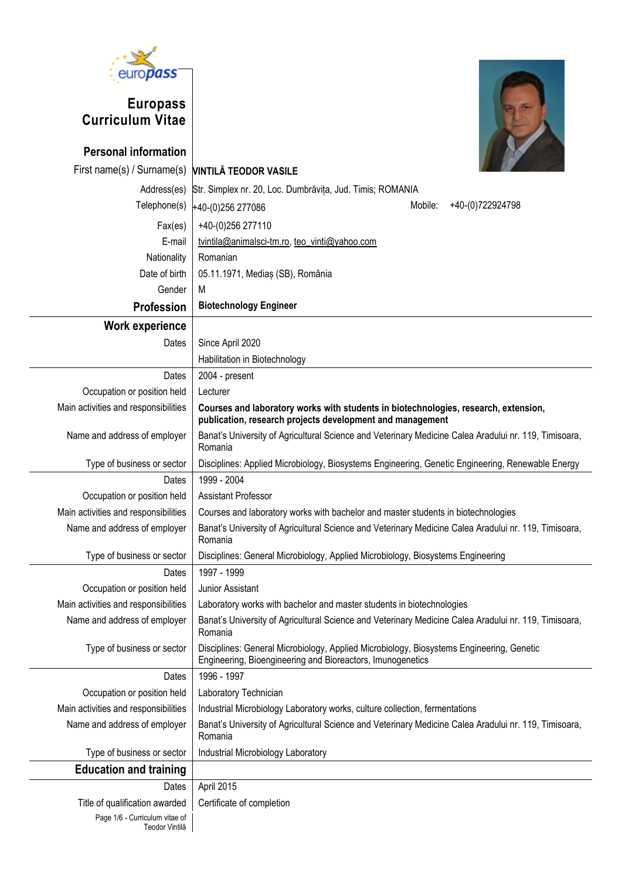# Europass Curriculum Vitae

## Personal information

| | |
|---|---|
| First name(s) / Surname(s) | **VINTILĂ TEODOR VASILE** |
| Address(es) | Str. Simplex nr. 20, Loc. Dumbrăvița, Jud. Timis; ROMANIA |
| Telephone(s) | +40-(0)256 277086 — Mobile: +40-(0)722924798 |
| Fax(es) | +40-(0)256 277110 |
| E-mail | tvintila@animalsci-tm.ro, teo_vinti@yahoo.com |
| Nationality | Romanian |
| Date of birth | 05.11.1971, Mediaș (SB), România |
| Gender | M |
| **Profession** | **Biotechnology Engineer** |

## Work experience

| | |
|---|---|
| Dates | Since April 2020 |
| | Habilitation in Biotechnology |

| | |
|---|---|
| Dates | 2004 - present |
| Occupation or position held | Lecturer |
| Main activities and responsibilities | **Courses and laboratory works with students in biotechnologies, research, extension, publication, research projects development and management** |
| Name and address of employer | Banat's University of Agricultural Science and Veterinary Medicine Calea Aradului nr. 119, Timisoara, Romania |
| Type of business or sector | Disciplines: Applied Microbiology, Biosystems Engineering, Genetic Engineering, Renewable Energy |

| | |
|---|---|
| Dates | 1999 - 2004 |
| Occupation or position held | Assistant Professor |
| Main activities and responsibilities | Courses and laboratory works with bachelor and master students in biotechnologies |
| Name and address of employer | Banat's University of Agricultural Science and Veterinary Medicine Calea Aradului nr. 119, Timisoara, Romania |
| Type of business or sector | Disciplines: General Microbiology, Applied Microbiology, Biosystems Engineering |

| | |
|---|---|
| Dates | 1997 - 1999 |
| Occupation or position held | Junior Assistant |
| Main activities and responsibilities | Laboratory works with bachelor and master students in biotechnologies |
| Name and address of employer | Banat's University of Agricultural Science and Veterinary Medicine Calea Aradului nr. 119, Timisoara, Romania |
| Type of business or sector | Disciplines: General Microbiology, Applied Microbiology, Biosystems Engineering, Genetic Engineering, Bioengineering and Bioreactors, Imunogenetics |

| | |
|---|---|
| Dates | 1996 - 1997 |
| Occupation or position held | Laboratory Technician |
| Main activities and responsibilities | Industrial Microbiology Laboratory works, culture collection, fermentations |
| Name and address of employer | Banat's University of Agricultural Science and Veterinary Medicine Calea Aradului nr. 119, Timisoara, Romania |
| Type of business or sector | Industrial Microbiology Laboratory |

## Education and training

| | |
|---|---|
| Dates | April 2015 |
| Title of qualification awarded | Certificate of completion |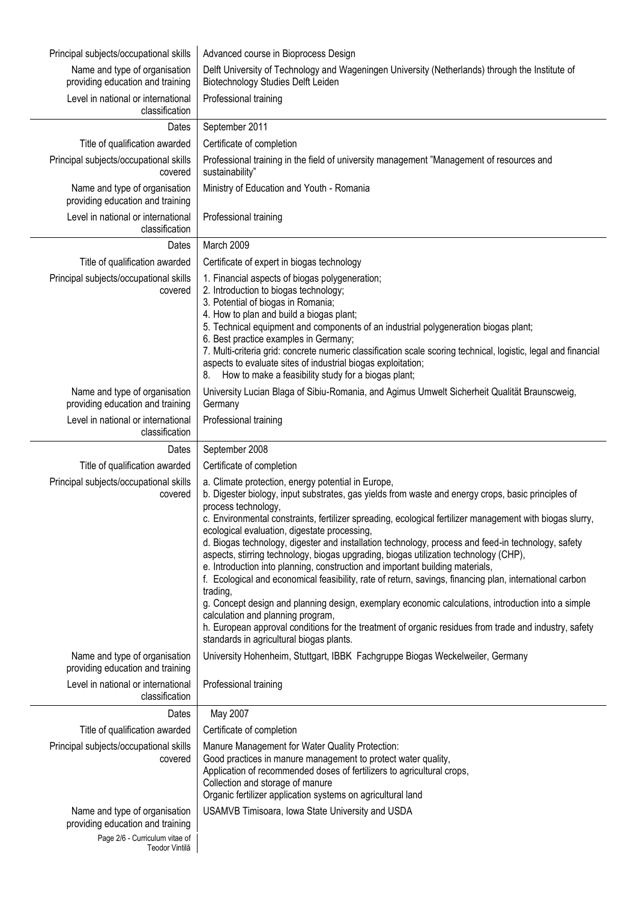| | |
|---|---|
| Principal subjects/occupational skills | Advanced course in Bioprocess Design |
| Name and type of organisation providing education and training | Delft University of Technology and Wageningen University (Netherlands) through the Institute of Biotechnology Studies Delft Leiden |
| Level in national or international classification | Professional training |
| Dates | September 2011 |
| Title of qualification awarded | Certificate of completion |
| Principal subjects/occupational skills covered | Professional training in the field of university management "Management of resources and sustainability" |
| Name and type of organisation providing education and training | Ministry of Education and Youth - Romania |
| Level in national or international classification | Professional training |
| Dates | March 2009 |
| Title of qualification awarded | Certificate of expert in biogas technology |
| Principal subjects/occupational skills covered | 1. Financial aspects of biogas polygeneration;<br>2. Introduction to biogas technology;<br>3. Potential of biogas in Romania;<br>4. How to plan and build a biogas plant;<br>5. Technical equipment and components of an industrial polygeneration biogas plant;<br>6. Best practice examples in Germany;<br>7. Multi-criteria grid: concrete numeric classification scale scoring technical, logistic, legal and financial aspects to evaluate sites of industrial biogas exploitation;<br>8. How to make a feasibility study for a biogas plant; |
| Name and type of organisation providing education and training | University Lucian Blaga of Sibiu-Romania, and Agimus Umwelt Sicherheit Qualität Braunscweig, Germany |
| Level in national or international classification | Professional training |
| Dates | September 2008 |
| Title of qualification awarded | Certificate of completion |
| Principal subjects/occupational skills covered | a. Climate protection, energy potential in Europe,<br>b. Digester biology, input substrates, gas yields from waste and energy crops, basic principles of process technology,<br>c. Environmental constraints, fertilizer spreading, ecological fertilizer management with biogas slurry, ecological evaluation, digestate processing,<br>d. Biogas technology, digester and installation technology, process and feed-in technology, safety aspects, stirring technology, biogas upgrading, biogas utilization technology (CHP),<br>e. Introduction into planning, construction and important building materials,<br>f. Ecological and economical feasibility, rate of return, savings, financing plan, international carbon trading,<br>g. Concept design and planning design, exemplary economic calculations, introduction into a simple calculation and planning program,<br>h. European approval conditions for the treatment of organic residues from trade and industry, safety standards in agricultural biogas plants. |
| Name and type of organisation providing education and training | University Hohenheim, Stuttgart, IBBK Fachgruppe Biogas Weckelweiler, Germany |
| Level in national or international classification | Professional training |
| Dates | May 2007 |
| Title of qualification awarded | Certificate of completion |
| Principal subjects/occupational skills covered | Manure Management for Water Quality Protection:<br>Good practices in manure management to protect water quality,<br>Application of recommended doses of fertilizers to agricultural crops,<br>Collection and storage of manure<br>Organic fertilizer application systems on agricultural land |
| Name and type of organisation providing education and training | USAMVB Timisoara, Iowa State University and USDA |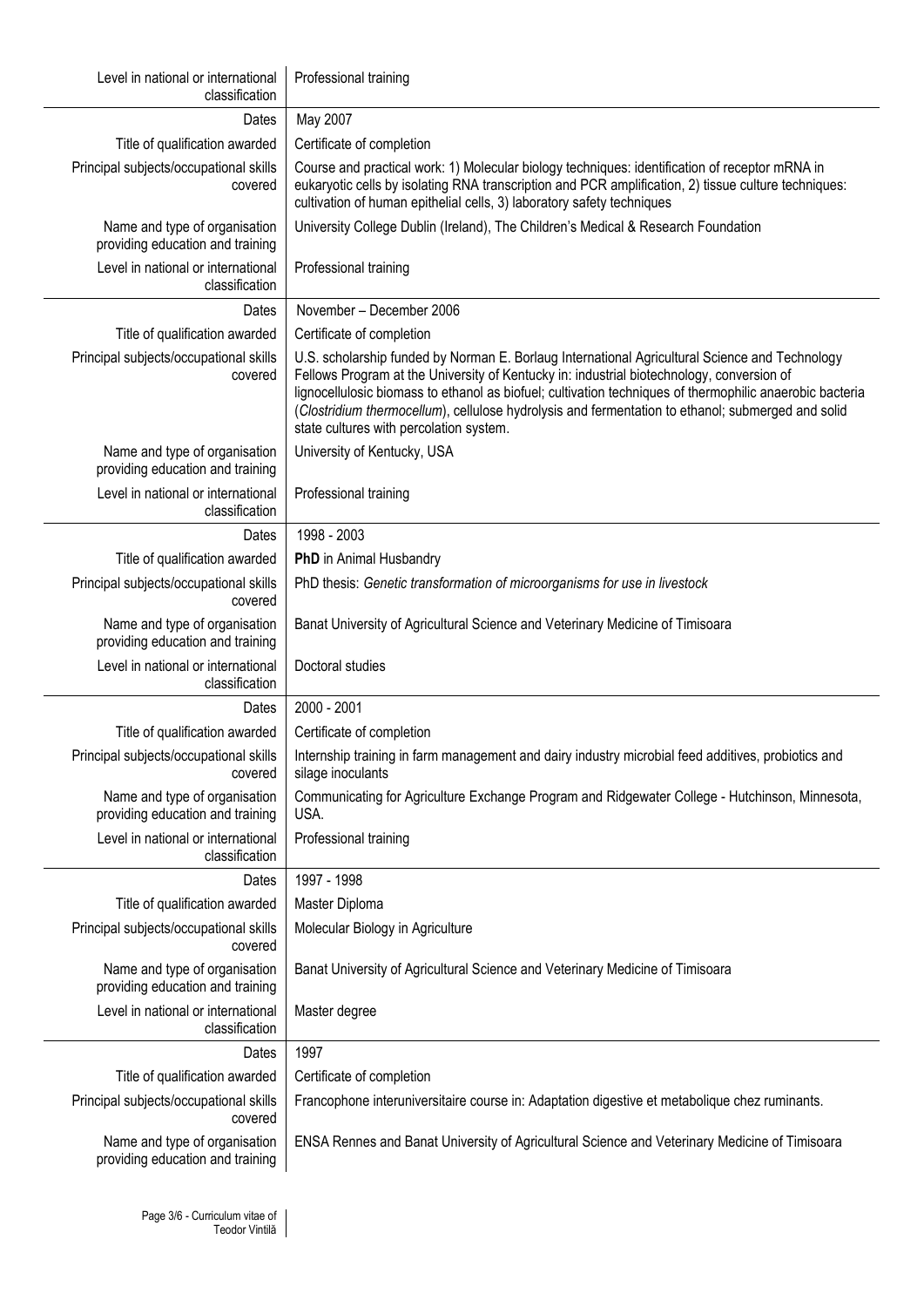| | |
|---|---|
| Level in national or international classification | Professional training |
| Dates | May 2007 |
| Title of qualification awarded | Certificate of completion |
| Principal subjects/occupational skills covered | Course and practical work: 1) Molecular biology techniques: identification of receptor mRNA in eukaryotic cells by isolating RNA transcription and PCR amplification, 2) tissue culture techniques: cultivation of human epithelial cells, 3) laboratory safety techniques |
| Name and type of organisation providing education and training | University College Dublin (Ireland), The Children's Medical & Research Foundation |
| Level in national or international classification | Professional training |
| Dates | November – December 2006 |
| Title of qualification awarded | Certificate of completion |
| Principal subjects/occupational skills covered | U.S. scholarship funded by Norman E. Borlaug International Agricultural Science and Technology Fellows Program at the University of Kentucky in: industrial biotechnology, conversion of lignocellulosic biomass to ethanol as biofuel; cultivation techniques of thermophilic anaerobic bacteria (*Clostridium thermocellum*), cellulose hydrolysis and fermentation to ethanol; submerged and solid state cultures with percolation system. |
| Name and type of organisation providing education and training | University of Kentucky, USA |
| Level in national or international classification | Professional training |
| Dates | 1998 - 2003 |
| Title of qualification awarded | **PhD** in Animal Husbandry |
| Principal subjects/occupational skills covered | PhD thesis: *Genetic transformation of microorganisms for use in livestock* |
| Name and type of organisation providing education and training | Banat University of Agricultural Science and Veterinary Medicine of Timisoara |
| Level in national or international classification | Doctoral studies |
| Dates | 2000 - 2001 |
| Title of qualification awarded | Certificate of completion |
| Principal subjects/occupational skills covered | Internship training in farm management and dairy industry microbial feed additives, probiotics and silage inoculants |
| Name and type of organisation providing education and training | Communicating for Agriculture Exchange Program and Ridgewater College - Hutchinson, Minnesota, USA. |
| Level in national or international classification | Professional training |
| Dates | 1997 - 1998 |
| Title of qualification awarded | Master Diploma |
| Principal subjects/occupational skills covered | Molecular Biology in Agriculture |
| Name and type of organisation providing education and training | Banat University of Agricultural Science and Veterinary Medicine of Timisoara |
| Level in national or international classification | Master degree |
| Dates | 1997 |
| Title of qualification awarded | Certificate of completion |
| Principal subjects/occupational skills covered | Francophone interuniversitaire course in: Adaptation digestive et metabolique chez ruminants. |
| Name and type of organisation providing education and training | ENSA Rennes and Banat University of Agricultural Science and Veterinary Medicine of Timisoara |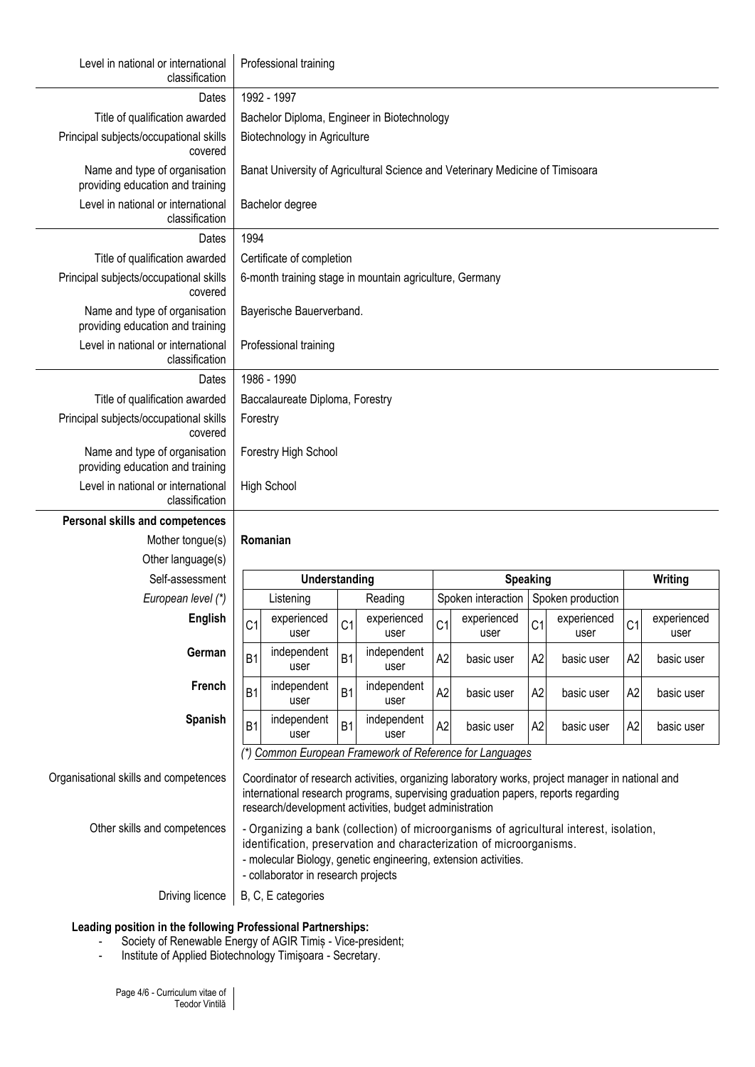| | |
|---|---|
| Level in national or international classification | Professional training |
| Dates | 1992 - 1997 |
| Title of qualification awarded | Bachelor Diploma, Engineer in Biotechnology |
| Principal subjects/occupational skills covered | Biotechnology in Agriculture |
| Name and type of organisation providing education and training | Banat University of Agricultural Science and Veterinary Medicine of Timisoara |
| Level in national or international classification | Bachelor degree |
| Dates | 1994 |
| Title of qualification awarded | Certificate of completion |
| Principal subjects/occupational skills covered | 6-month training stage in mountain agriculture, Germany |
| Name and type of organisation providing education and training | Bayerische Bauerverband. |
| Level in national or international classification | Professional training |
| Dates | 1986 - 1990 |
| Title of qualification awarded | Baccalaureate Diploma, Forestry |
| Principal subjects/occupational skills covered | Forestry |
| Name and type of organisation providing education and training | Forestry High School |
| Level in national or international classification | High School |

**Personal skills and competences**

Mother tongue(s): **Romanian**

Other language(s)

| Self-assessment | Understanding | | | | Speaking | | | | Writing | |
|---|---|---|---|---|---|---|---|---|---|---|
| *European level (\*)* | Listening | | Reading | | Spoken interaction | | Spoken production | | | |
| **English** | C1 | experienced user | C1 | experienced user | C1 | experienced user | C1 | experienced user | C1 | experienced user |
| **German** | B1 | independent user | B1 | independent user | A2 | basic user | A2 | basic user | A2 | basic user |
| **French** | B1 | independent user | B1 | independent user | A2 | basic user | A2 | basic user | A2 | basic user |
| **Spanish** | B1 | independent user | B1 | independent user | A2 | basic user | A2 | basic user | A2 | basic user |

*(\*) Common European Framework of Reference for Languages*

| | |
|---|---|
| Organisational skills and competences | Coordinator of research activities, organizing laboratory works, project manager in national and international research programs, supervising graduation papers, reports regarding research/development activities, budget administration |
| Other skills and competences | - Organizing a bank (collection) of microorganisms of agricultural interest, isolation, identification, preservation and characterization of microorganisms.<br>- molecular Biology, genetic engineering, extension activities.<br>- collaborator in research projects |
| Driving licence | B, C, E categories |

**Leading position in the following Professional Partnerships:**

- Society of Renewable Energy of AGIR Timiș - Vice-president;
- Institute of Applied Biotechnology Timişoara - Secretary.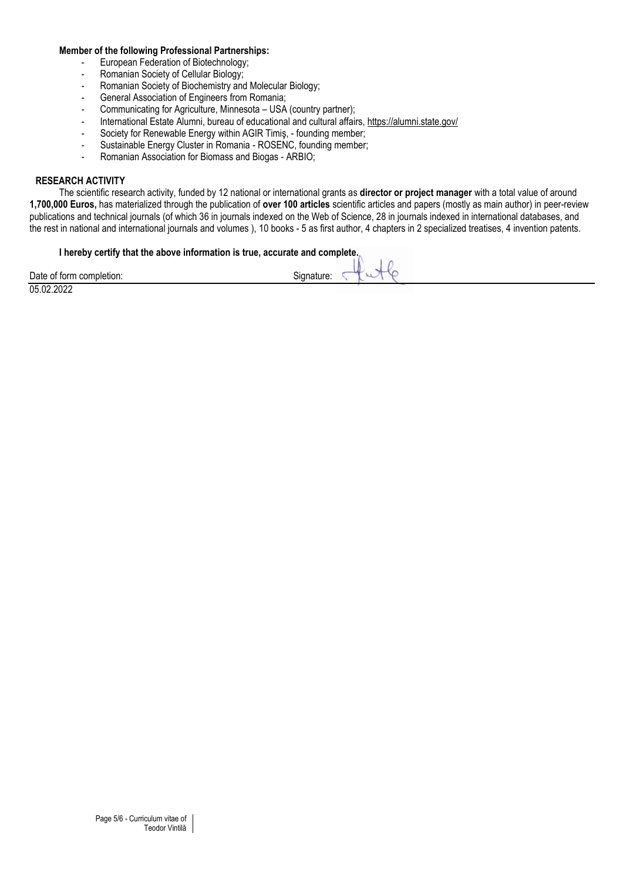**Member of the following Professional Partnerships:**

- European Federation of Biotechnology;
- Romanian Society of Cellular Biology;
- Romanian Society of Biochemistry and Molecular Biology;
- General Association of Engineers from Romania;
- Communicating for Agriculture, Minnesota – USA (country partner);
- International Estate Alumni, bureau of educational and cultural affairs, https://alumni.state.gov/
- Society for Renewable Energy within AGIR Timiş, - founding member;
- Sustainable Energy Cluster in Romania - ROSENC, founding member;
- Romanian Association for Biomass and Biogas - ARBIO;

**RESEARCH ACTIVITY**

The scientific research activity, funded by 12 national or international grants as **director or project manager** with a total value of around **1,700,000 Euros,** has materialized through the publication of **over 100 articles** scientific articles and papers (mostly as main author) in peer-review publications and technical journals (of which 36 in journals indexed on the Web of Science, 28 in journals indexed in international databases, and the rest in national and international journals and volumes ), 10 books - 5 as first author, 4 chapters in 2 specialized treatises, 4 invention patents.

**I hereby certify that the above information is true, accurate and complete.**

Date of form completion: Signature:

05.02.2022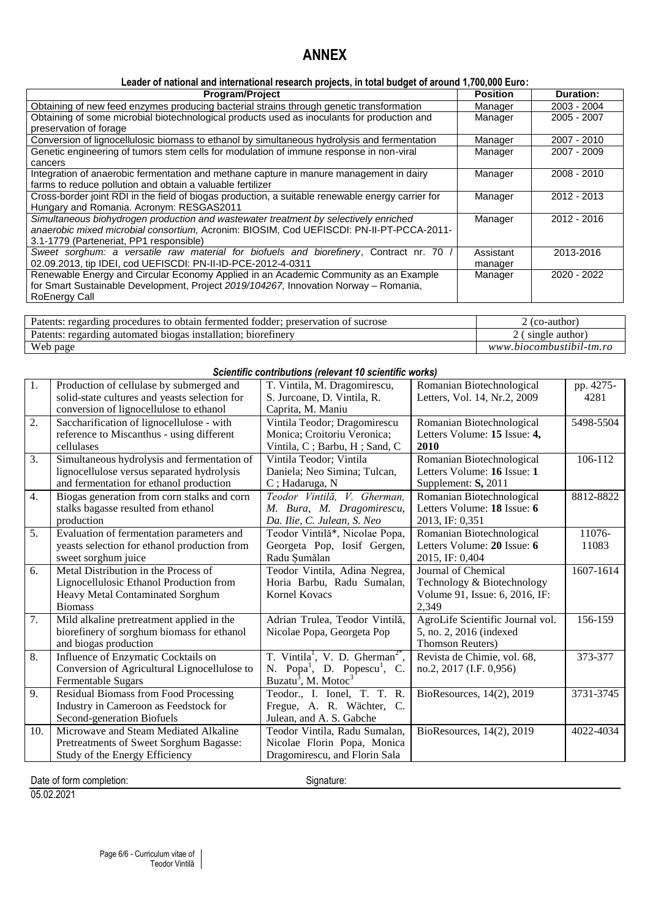# ANNEX

**Leader of national and international research projects, in total budget of around 1,700,000 Euro:**

| Program/Project | Position | Duration: |
|---|---|---|
| Obtaining of new feed enzymes producing bacterial strains through genetic transformation | Manager | 2003 - 2004 |
| Obtaining of some microbial biotechnological products used as inoculants for production and preservation of forage | Manager | 2005 - 2007 |
| Conversion of lignocellulosic biomass to ethanol by simultaneous hydrolysis and fermentation | Manager | 2007 - 2010 |
| Genetic engineering of tumors stem cells for modulation of immune response in non-viral cancers | Manager | 2007 - 2009 |
| Integration of anaerobic fermentation and methane capture in manure management in dairy farms to reduce pollution and obtain a valuable fertilizer | Manager | 2008 - 2010 |
| Cross-border joint RDI in the field of biogas production, a suitable renewable energy carrier for Hungary and Romania. Acronym: RESGAS2011 | Manager | 2012 - 2013 |
| *Simultaneous biohydrogen production and wastewater treatment by selectively enriched anaerobic mixed microbial consortium,* Acronim: BIOSIM, Cod UEFISCDI: PN-II-PT-PCCA-2011-3.1-1779 (Parteneriat, PP1 responsible) | Manager | 2012 - 2016 |
| *Sweet sorghum: a versatile raw material for biofuels and biorefinery*, Contract nr. 70 / 02.09.2013, tip IDEI, cod UEFISCDI: PN-II-ID-PCE-2012-4-0311 | Assistant manager | 2013-2016 |
| Renewable Energy and Circular Economy Applied in an Academic Community as an Example for Smart Sustainable Development, Project *2019/104267,* Innovation Norway – Romania, RoEnergy Call | Manager | 2020 - 2022 |

| | |
|---|---|
| Patents: regarding procedures to obtain fermented fodder; preservation of sucrose | 2 (co-author) |
| Patents: regarding automated biogas installation; biorefinery | 2 ( single author) |
| Web page | *www.biocombustibil-tm.ro* |

***Scientific contributions (relevant 10 scientific works)***

| | | | | |
|---|---|---|---|---|
| 1. | Production of cellulase by submerged and solid-state cultures and yeasts selection for conversion of lignocellulose to ethanol | T. Vintila, M. Dragomirescu, S. Jurcoane, D. Vintila, R. Caprita, M. Maniu | Romanian Biotechnological Letters, Vol. 14, Nr.2, 2009 | pp. 4275-4281 |
| 2. | Saccharification of lignocellulose - with reference to Miscanthus - using different cellulases | Vintila Teodor; Dragomirescu Monica; Croitoriu Veronica; Vintila, C ; Barbu, H ; Sand, C | Romanian Biotechnological Letters Volume: **15** Issue: **4, 2010** | 5498-5504 |
| 3. | Simultaneous hydrolysis and fermentation of lignocellulose versus separated hydrolysis and fermentation for ethanol production | Vintila Teodor; Vintila Daniela; Neo Simina; Tulcan, C ; Hadaruga, N | Romanian Biotechnological Letters Volume: **16** Issue: **1** Supplement: **S,** 2011 | 106-112 |
| 4. | Biogas generation from corn stalks and corn stalks bagasse resulted from ethanol production | *Teodor Vintilă, V. Gherman, M. Bura, M. Dragomirescu, Da. Ilie, C. Julean, S. Neo* | Romanian Biotechnological Letters Volume: **18** Issue: **6** 2013, IF: 0,351 | 8812-8822 |
| 5. | Evaluation of fermentation parameters and yeasts selection for ethanol production from sweet sorghum juice | Teodor Vintilă*, Nicolae Popa, Georgeta Pop, Iosif Gergen, Radu Șumălan | Romanian Biotechnological Letters Volume: **20** Issue: **6** 2015, IF: 0,404 | 11076-11083 |
| 6. | Metal Distribution in the Process of Lignocellulosic Ethanol Production from Heavy Metal Contaminated Sorghum Biomass | Teodor Vintila, Adina Negrea, Horia Barbu, Radu Sumalan, Kornel Kovacs | Journal of Chemical Technology & Biotechnology Volume 91, Issue: 6, 2016, IF: 2,349 | 1607-1614 |
| 7. | Mild alkaline pretreatment applied in the biorefinery of sorghum biomass for ethanol and biogas production | Adrian Trulea, Teodor Vintilă, Nicolae Popa, Georgeta Pop | AgroLife Scientific Journal vol. 5, no. 2, 2016 (indexed Thomson Reuters) | 156-159 |
| 8. | Influence of Enzymatic Cocktails on Conversion of Agricultural Lignocellulose to Fermentable Sugars | T. Vintila[1], V. D. Gherman[2*], N. Popa[1], D. Popescu[1], C. Buzatu[3], M. Motoc[3] | Revista de Chimie, vol. 68, no.2, 2017 (I.F. 0,956) | 373-377 |
| 9. | Residual Biomass from Food Processing Industry in Cameroon as Feedstock for Second-generation Biofuels | Teodor., I. Ionel, T. T. R. Fregue, A. R. Wächter, C. Julean, and A. S. Gabche | BioResources, 14(2), 2019 | 3731-3745 |
| 10. | Microwave and Steam Mediated Alkaline Pretreatments of Sweet Sorghum Bagasse: Study of the Energy Efficiency | Teodor Vintila, Radu Sumalan, Nicolae Florin Popa, Monica Dragomirescu, and Florin Sala | BioResources, 14(2), 2019 | 4022-4034 |

Date of form completion: Signature:

05.02.2021